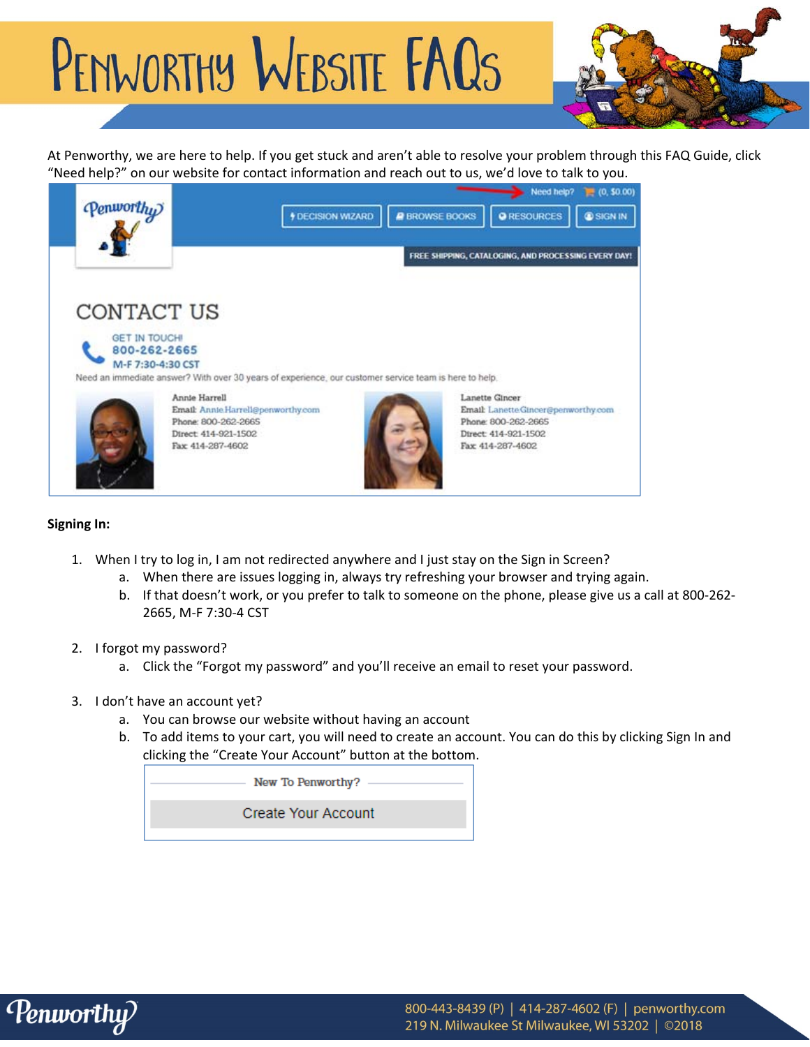# Penworthy Website FAQs

At Penworthy, we are here to help. If you get stuck and aren't able to resolve your problem through this FAQ Guide, click "Need help?" on our website for contact information and reach out to us, we'd love to talk to you.

**Signing In:**

1. When I try to log in, I am not redirected anywhere and I just stay on the Sign in Screen?
   a. When there are issues logging in, always try refreshing your browser and trying again.
   b. If that doesn't work, or you prefer to talk to someone on the phone, please give us a call at 800-262-2665, M-F 7:30-4 CST

2. I forgot my password?
   a. Click the "Forgot my password" and you'll receive an email to reset your password.

3. I don't have an account yet?
   a. You can browse our website without having an account
   b. To add items to your cart, you will need to create an account. You can do this by clicking Sign In and clicking the "Create Your Account" button at the bottom.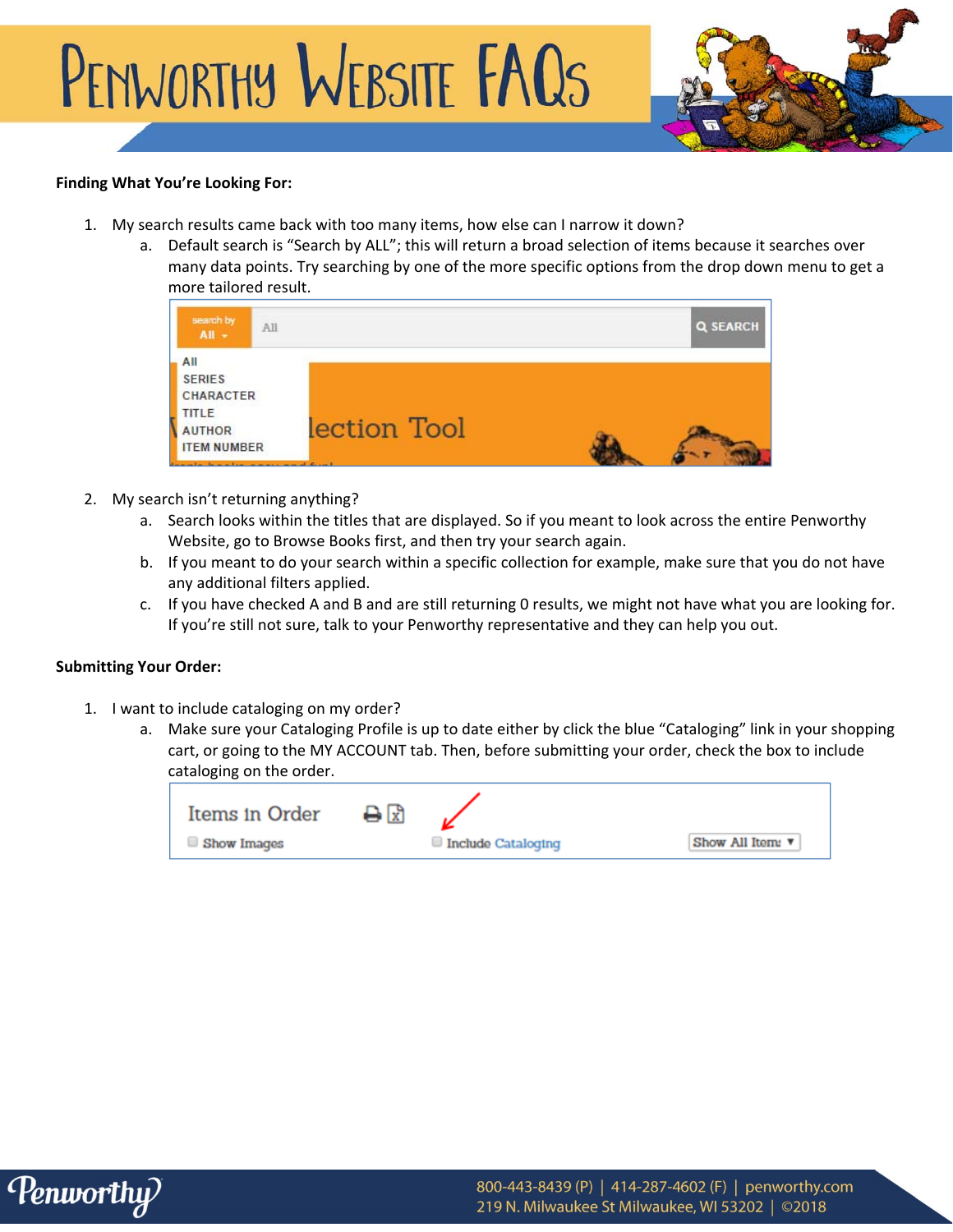# Penworthy Website FAQs

**Finding What You're Looking For:**

1. My search results came back with too many items, how else can I narrow it down?
   a. Default search is "Search by ALL"; this will return a broad selection of items because it searches over many data points. Try searching by one of the more specific options from the drop down menu to get a more tailored result.

2. My search isn't returning anything?
   a. Search looks within the titles that are displayed. So if you meant to look across the entire Penworthy Website, go to Browse Books first, and then try your search again.
   b. If you meant to do your search within a specific collection for example, make sure that you do not have any additional filters applied.
   c. If you have checked A and B and are still returning 0 results, we might not have what you are looking for. If you're still not sure, talk to your Penworthy representative and they can help you out.

**Submitting Your Order:**

1. I want to include cataloging on my order?
   a. Make sure your Cataloging Profile is up to date either by click the blue "Cataloging" link in your shopping cart, or going to the MY ACCOUNT tab. Then, before submitting your order, check the box to include cataloging on the order.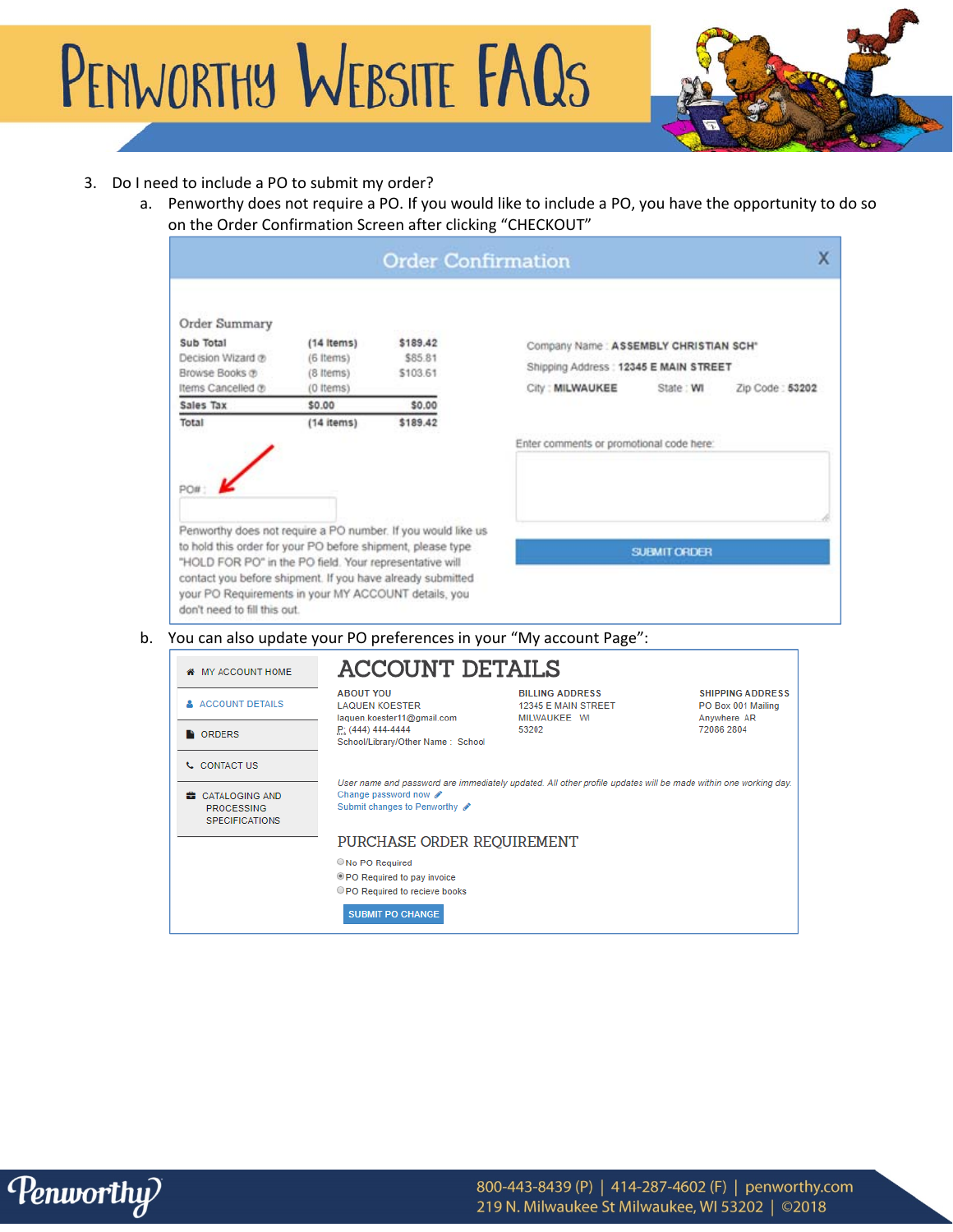# Penworthy Website FAQs

3. Do I need to include a PO to submit my order?
   a. Penworthy does not require a PO. If you would like to include a PO, you have the opportunity to do so on the Order Confirmation Screen after clicking "CHECKOUT"

**Order Confirmation**

Order Summary

| | | |
|---|---|---|
| Sub Total | (14 Items) | $189.42 |
| Decision Wizard | (6 Items) | $85.81 |
| Browse Books | (8 Items) | $103.61 |
| Items Cancelled | (0 Items) | |
| Sales Tax | $0.00 | $0.00 |
| Total | (14 Items) | $189.42 |

PO# :

Penworthy does not require a PO number. If you would like us to hold this order for your PO before shipment, please type "HOLD FOR PO" in the PO field. Your representative will contact you before shipment. If you have already submitted your PO Requirements in your MY ACCOUNT details, you don't need to fill this out.

Company Name : ASSEMBLY CHRISTIAN SCH
Shipping Address : 12345 E MAIN STREET
City : MILWAUKEE State : WI Zip Code : 53202

Enter comments or promotional code here:

SUBMIT ORDER

   b. You can also update your PO preferences in your "My account Page":

- MY ACCOUNT HOME
- ACCOUNT DETAILS
- ORDERS
- CONTACT US
- CATALOGING AND PROCESSING SPECIFICATIONS

**ACCOUNT DETAILS**

ABOUT YOU
LAQUEN KOESTER
laquen.koester11@gmail.com
P: (444) 444-4444
School/Library/Other Name : School

BILLING ADDRESS
12345 E MAIN STREET
MILWAUKEE WI
53202

SHIPPING ADDRESS
PO Box 001 Mailing
Anywhere AR
72086 2804

*User name and password are immediately updated. All other profile updates will be made within one working day.*
Change password now
Submit changes to Penworthy

PURCHASE ORDER REQUIREMENT

- ○ No PO Required
- ● PO Required to pay invoice
- ○ PO Required to recieve books

SUBMIT PO CHANGE

Penworthy
800-443-8439 (P) | 414-287-4602 (F) | penworthy.com
219 N. Milwaukee St Milwaukee, WI 53202 | ©2018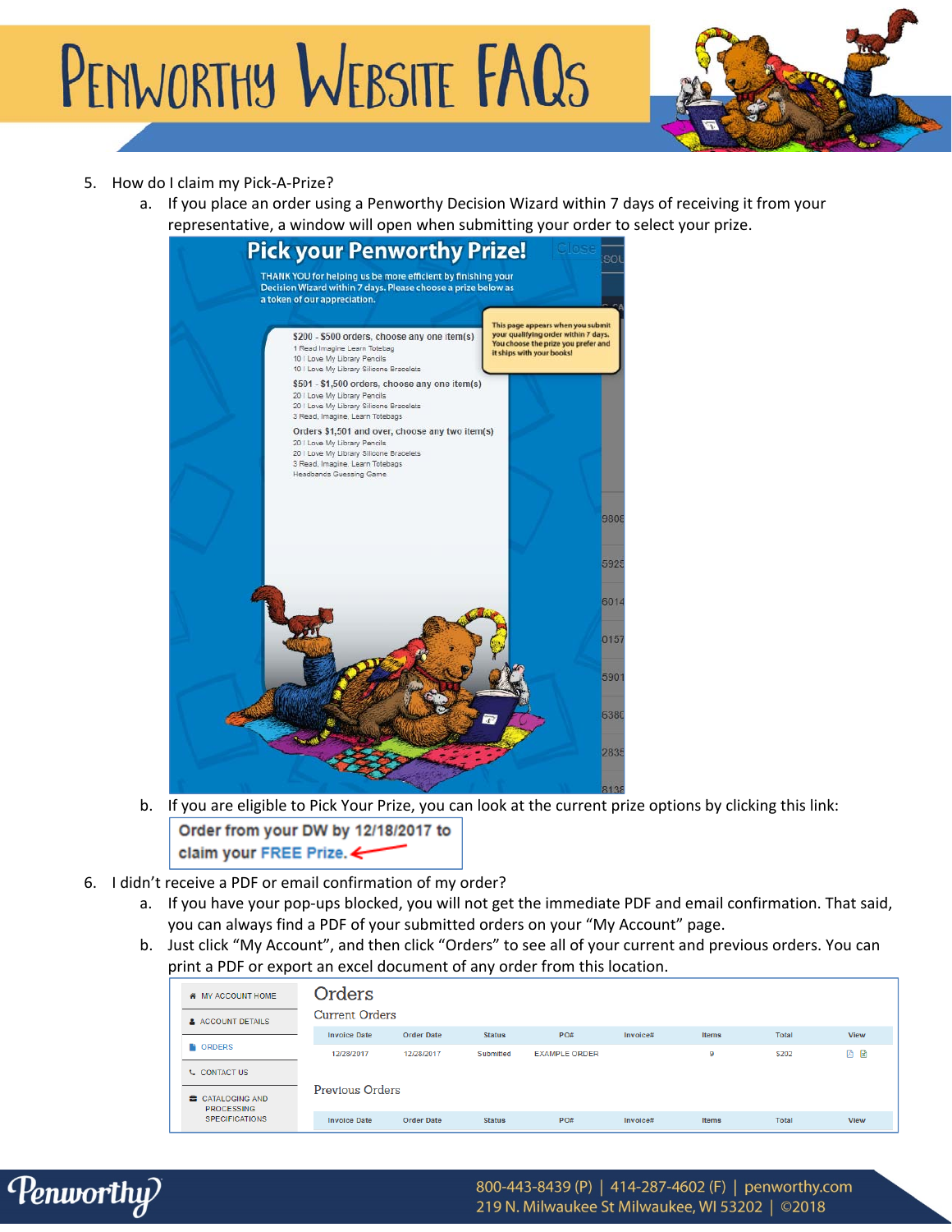# Penworthy Website FAQs

5. How do I claim my Pick-A-Prize?
   a. If you place an order using a Penworthy Decision Wizard within 7 days of receiving it from your representative, a window will open when submitting your order to select your prize.

   **Pick your Penworthy Prize!**

   THANK YOU for helping us be more efficient by finishing your Decision Wizard within 7 days. Please choose a prize below as a token of our appreciation.

   $200 - $500 orders, choose any one item(s)
   1 Read Imagine Learn Totebag
   10 I Love My Library Pencils
   10 I Love My Library Silicone Bracelets

   $501 - $1,500 orders, choose any one item(s)
   20 I Love My Library Pencils
   20 I Love My Library Silicone Bracelets
   3 Read, Imagine, Learn Totebags

   Orders $1,501 and over, choose any two item(s)
   20 I Love My Library Pencils
   20 I Love My Library Silicone Bracelets
   3 Read, Imagine, Learn Totebags
   Headbands Guessing Game

   This page appears when you submit your qualifying order within 7 days. You choose the prize you prefer and it ships with your books!

   b. If you are eligible to Pick Your Prize, you can look at the current prize options by clicking this link:

   Order from your DW by 12/18/2017 to claim your FREE Prize.

6. I didn't receive a PDF or email confirmation of my order?
   a. If you have your pop-ups blocked, you will not get the immediate PDF and email confirmation. That said, you can always find a PDF of your submitted orders on your "My Account" page.
   b. Just click "My Account", and then click "Orders" to see all of your current and previous orders. You can print a PDF or export an excel document of any order from this location.

   MY ACCOUNT HOME | ACCOUNT DETAILS | ORDERS | CONTACT US | CATALOGING AND PROCESSING SPECIFICATIONS

   **Orders**

   Current Orders

   | Invoice Date | Order Date | Status | PO# | Invoice# | Items | Total | View |
   |---|---|---|---|---|---|---|---|
   | 12/28/2017 | 12/28/2017 | Submitted | EXAMPLE ORDER | | 9 | $202 | |

   Previous Orders

   | Invoice Date | Order Date | Status | PO# | Invoice# | Items | Total | View |
   |---|---|---|---|---|---|---|---|

Penworthy

800-443-8439 (P) | 414-287-4602 (F) | penworthy.com
219 N. Milwaukee St Milwaukee, WI 53202 | ©2018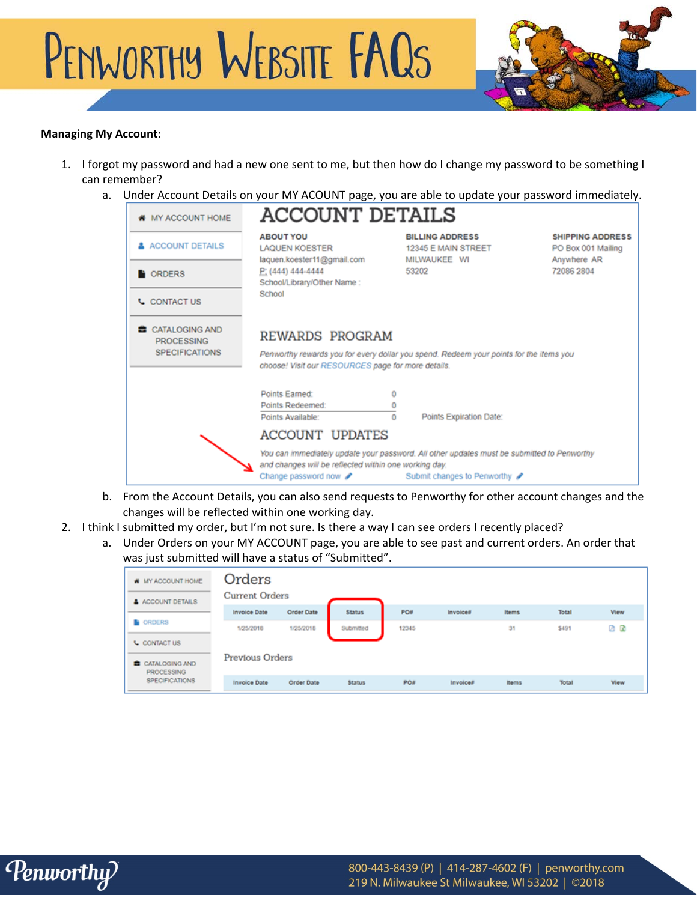# Penworthy Website FAQs

**Managing My Account:**

1. I forgot my password and had a new one sent to me, but then how do I change my password to be something I can remember?
   a. Under Account Details on your MY ACOUNT page, you are able to update your password immediately.
   b. From the Account Details, you can also send requests to Penworthy for other account changes and the changes will be reflected within one working day.
2. I think I submitted my order, but I'm not sure. Is there a way I can see orders I recently placed?
   a. Under Orders on your MY ACCOUNT page, you are able to see past and current orders. An order that was just submitted will have a status of "Submitted".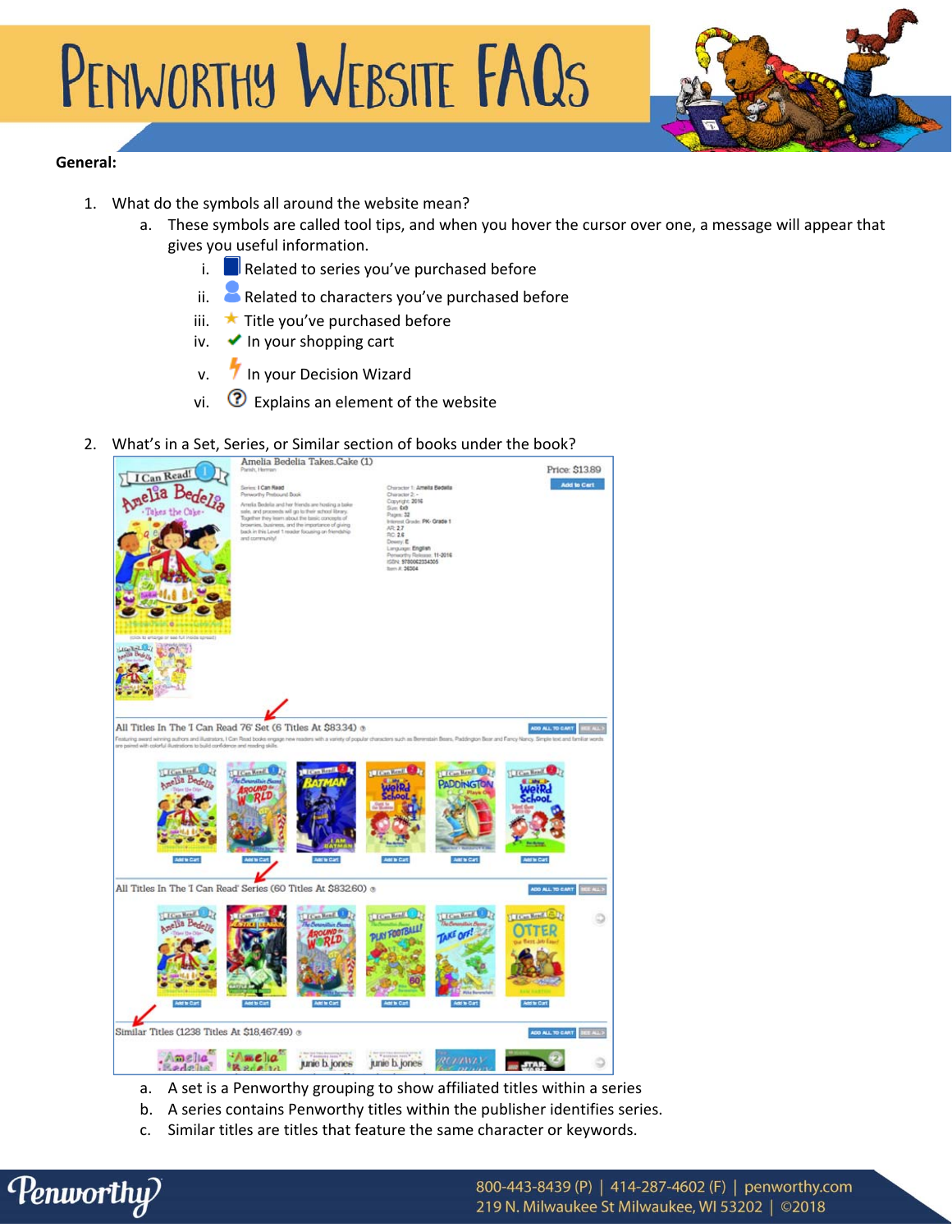// Penworthy Website FAQs

**General:**

1. What do the symbols all around the website mean?
   a. These symbols are called tool tips, and when you hover the cursor over one, a message will appear that gives you useful information.
      i. Related to series you've purchased before
      ii. Related to characters you've purchased before
      iii. Title you've purchased before
      iv. In your shopping cart
      v. In your Decision Wizard
      vi. Explains an element of the website

2. What's in a Set, Series, or Similar section of books under the book?
   a. A set is a Penworthy grouping to show affiliated titles within a series
   b. A series contains Penworthy titles within the publisher identifies series.
   c. Similar titles are titles that feature the same character or keywords.